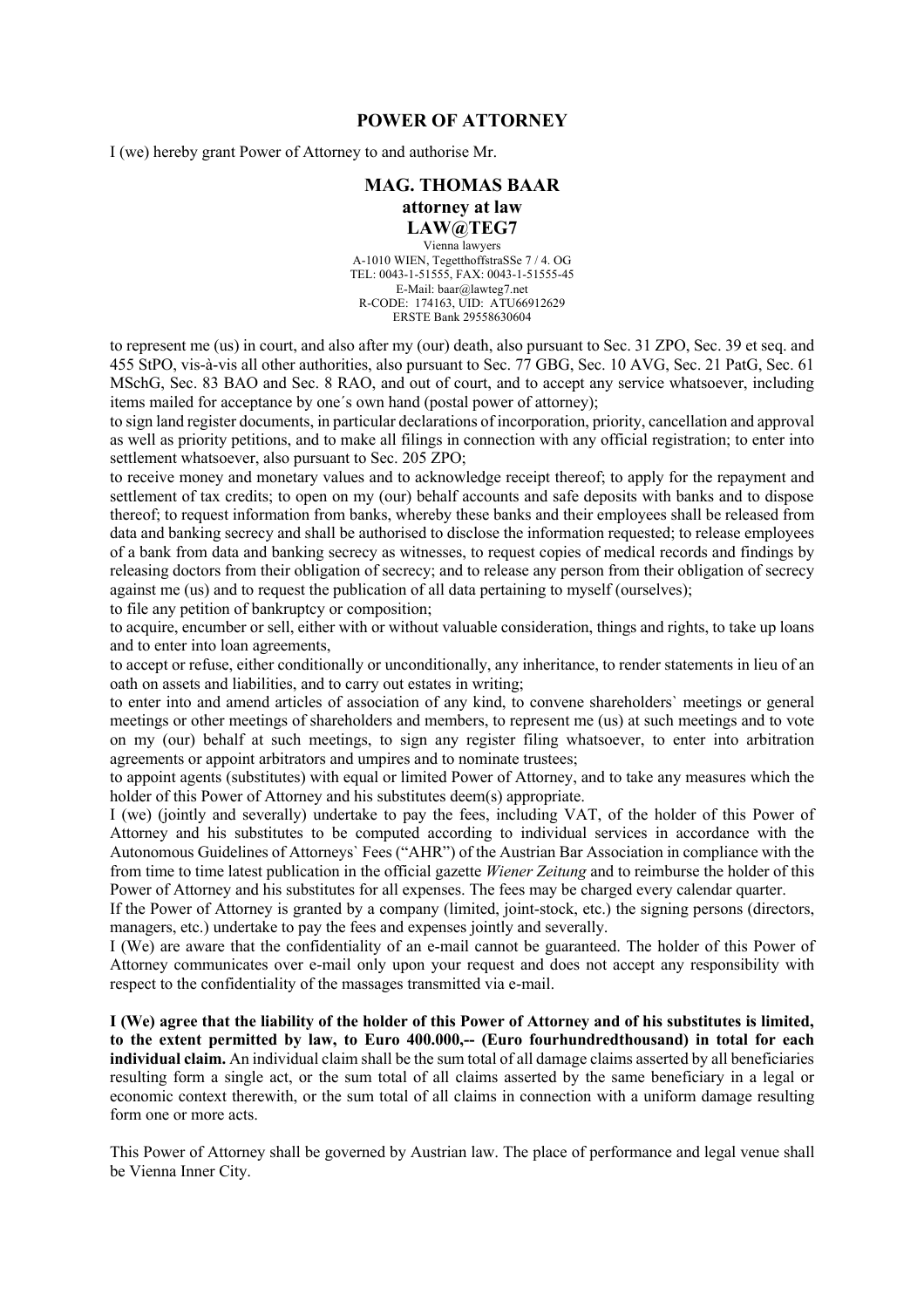# POWER OF ATTORNEY

I (we) hereby grant Power of Attorney to and authorise Mr.

**MAG. THOMAS BAAR**
**attorney at law**
**LAW@TEG7**

Vienna lawyers
A-1010 WIEN, TegetthoffstraSSe 7 / 4. OG
TEL: 0043-1-51555, FAX: 0043-1-51555-45
E-Mail: baar@lawteg7.net
R-CODE: 174163, UID: ATU66912629
ERSTE Bank 29558630604

to represent me (us) in court, and also after my (our) death, also pursuant to Sec. 31 ZPO, Sec. 39 et seq. and 455 StPO, vis-à-vis all other authorities, also pursuant to Sec. 77 GBG, Sec. 10 AVG, Sec. 21 PatG, Sec. 61 MSchG, Sec. 83 BAO and Sec. 8 RAO, and out of court, and to accept any service whatsoever, including items mailed for acceptance by one´s own hand (postal power of attorney);

to sign land register documents, in particular declarations of incorporation, priority, cancellation and approval as well as priority petitions, and to make all filings in connection with any official registration; to enter into settlement whatsoever, also pursuant to Sec. 205 ZPO;

to receive money and monetary values and to acknowledge receipt thereof; to apply for the repayment and settlement of tax credits; to open on my (our) behalf accounts and safe deposits with banks and to dispose thereof; to request information from banks, whereby these banks and their employees shall be released from data and banking secrecy and shall be authorised to disclose the information requested; to release employees of a bank from data and banking secrecy as witnesses, to request copies of medical records and findings by releasing doctors from their obligation of secrecy; and to release any person from their obligation of secrecy against me (us) and to request the publication of all data pertaining to myself (ourselves);

to file any petition of bankruptcy or composition;

to acquire, encumber or sell, either with or without valuable consideration, things and rights, to take up loans and to enter into loan agreements,

to accept or refuse, either conditionally or unconditionally, any inheritance, to render statements in lieu of an oath on assets and liabilities, and to carry out estates in writing;

to enter into and amend articles of association of any kind, to convene shareholders` meetings or general meetings or other meetings of shareholders and members, to represent me (us) at such meetings and to vote on my (our) behalf at such meetings, to sign any register filing whatsoever, to enter into arbitration agreements or appoint arbitrators and umpires and to nominate trustees;

to appoint agents (substitutes) with equal or limited Power of Attorney, and to take any measures which the holder of this Power of Attorney and his substitutes deem(s) appropriate.

I (we) (jointly and severally) undertake to pay the fees, including VAT, of the holder of this Power of Attorney and his substitutes to be computed according to individual services in accordance with the Autonomous Guidelines of Attorneys` Fees ("AHR") of the Austrian Bar Association in compliance with the from time to time latest publication in the official gazette *Wiener Zeitung* and to reimburse the holder of this Power of Attorney and his substitutes for all expenses. The fees may be charged every calendar quarter.

If the Power of Attorney is granted by a company (limited, joint-stock, etc.) the signing persons (directors, managers, etc.) undertake to pay the fees and expenses jointly and severally.

I (We) are aware that the confidentiality of an e-mail cannot be guaranteed. The holder of this Power of Attorney communicates over e-mail only upon your request and does not accept any responsibility with respect to the confidentiality of the massages transmitted via e-mail.

**I (We) agree that the liability of the holder of this Power of Attorney and of his substitutes is limited, to the extent permitted by law, to Euro 400.000,-- (Euro fourhundredthousand) in total for each individual claim.** An individual claim shall be the sum total of all damage claims asserted by all beneficiaries resulting form a single act, or the sum total of all claims asserted by the same beneficiary in a legal or economic context therewith, or the sum total of all claims in connection with a uniform damage resulting form one or more acts.

This Power of Attorney shall be governed by Austrian law. The place of performance and legal venue shall be Vienna Inner City.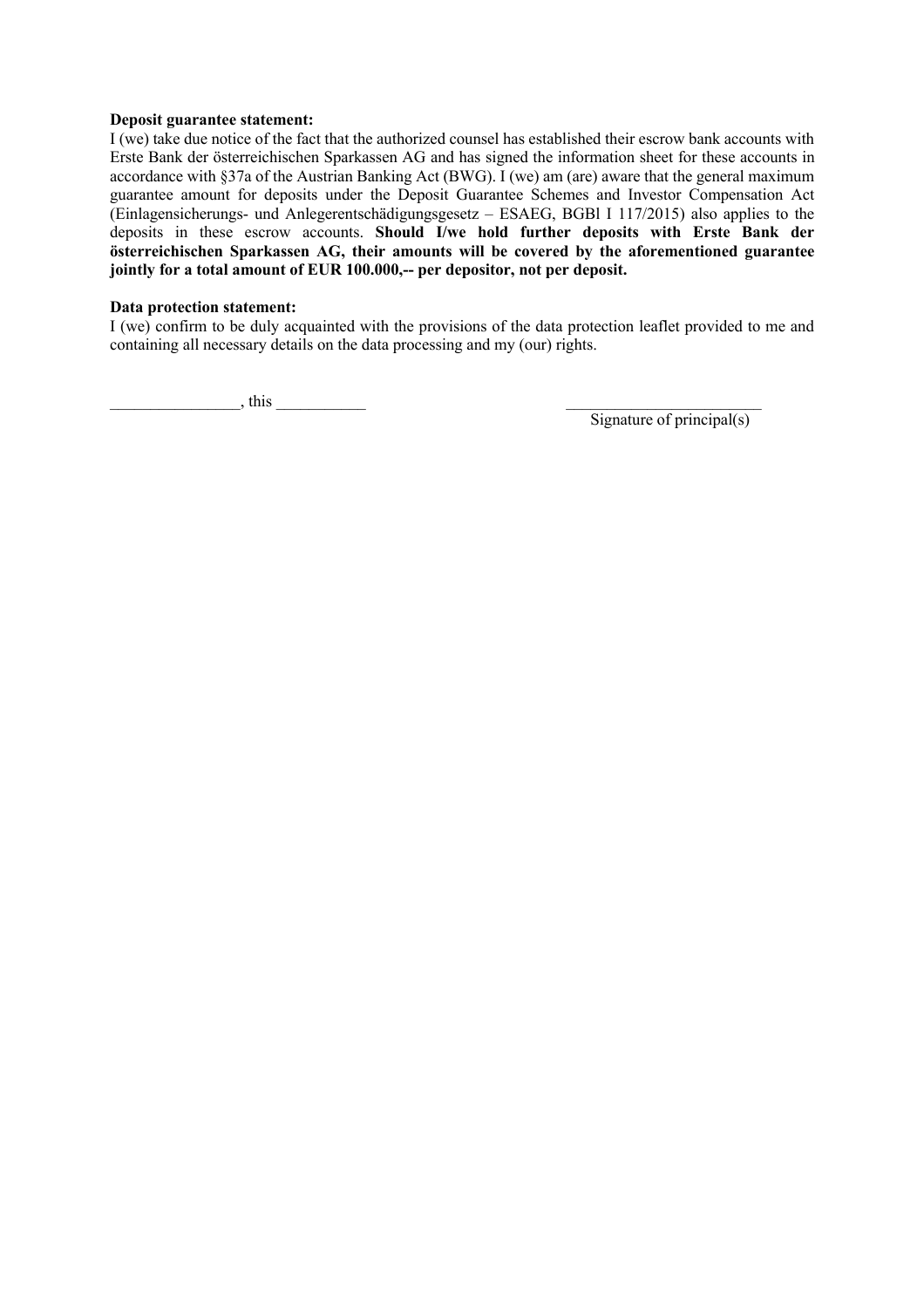**Deposit guarantee statement:**
I (we) take due notice of the fact that the authorized counsel has established their escrow bank accounts with Erste Bank der österreichischen Sparkassen AG and has signed the information sheet for these accounts in accordance with §37a of the Austrian Banking Act (BWG). I (we) am (are) aware that the general maximum guarantee amount for deposits under the Deposit Guarantee Schemes and Investor Compensation Act (Einlagensicherungs- und Anlegerentschädigungsgesetz – ESAEG, BGBl I 117/2015) also applies to the deposits in these escrow accounts. **Should I/we hold further deposits with Erste Bank der österreichischen Sparkassen AG, their amounts will be covered by the aforementioned guarantee jointly for a total amount of EUR 100.000,-- per depositor, not per deposit.**

**Data protection statement:**
I (we) confirm to be duly acquainted with the provisions of the data protection leaflet provided to me and containing all necessary details on the data processing and my (our) rights.

________________, this ___________ ________________________

Signature of principal(s)